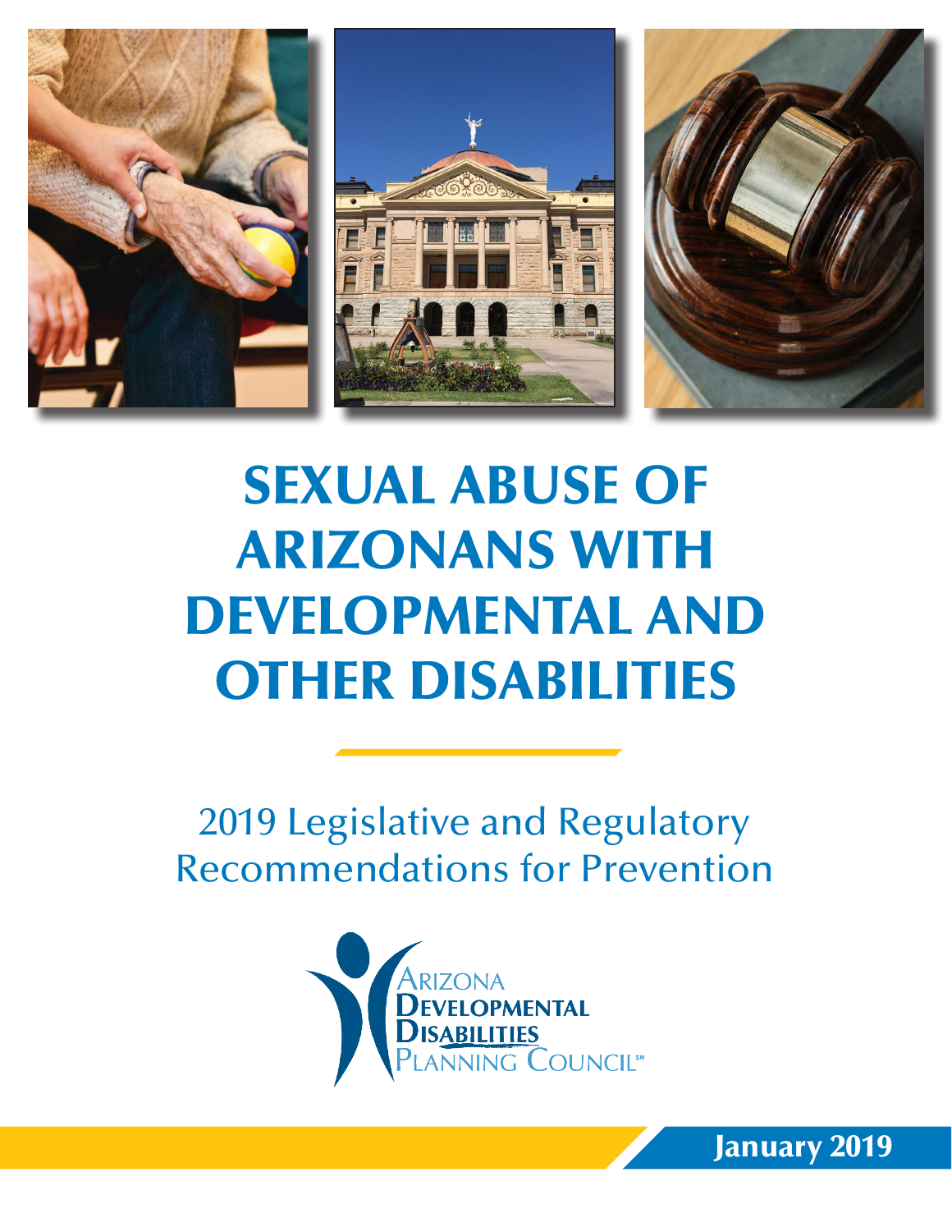# SEXUAL ABUSE OF ARIZONANS WITH DEVELOPMENTAL AND OTHER DISABILITIES

2019 Legislative and Regulatory Recommendations for Prevention

Arizona Developmental Disabilities Planning Council℠

January 2019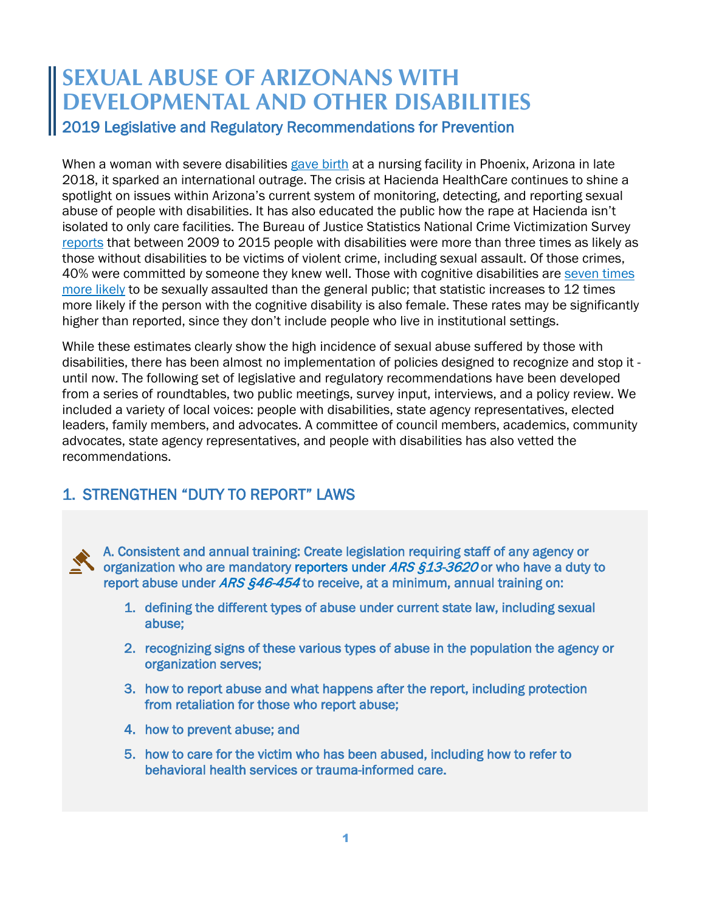# SEXUAL ABUSE OF ARIZONANS WITH DEVELOPMENTAL AND OTHER DISABILITIES

## 2019 Legislative and Regulatory Recommendations for Prevention

When a woman with severe disabilities gave birth at a nursing facility in Phoenix, Arizona in late 2018, it sparked an international outrage. The crisis at Hacienda HealthCare continues to shine a spotlight on issues within Arizona's current system of monitoring, detecting, and reporting sexual abuse of people with disabilities. It has also educated the public how the rape at Hacienda isn't isolated to only care facilities. The Bureau of Justice Statistics National Crime Victimization Survey reports that between 2009 to 2015 people with disabilities were more than three times as likely as those without disabilities to be victims of violent crime, including sexual assault. Of those crimes, 40% were committed by someone they knew well. Those with cognitive disabilities are seven times more likely to be sexually assaulted than the general public; that statistic increases to 12 times more likely if the person with the cognitive disability is also female. These rates may be significantly higher than reported, since they don't include people who live in institutional settings.

While these estimates clearly show the high incidence of sexual abuse suffered by those with disabilities, there has been almost no implementation of policies designed to recognize and stop it - until now. The following set of legislative and regulatory recommendations have been developed from a series of roundtables, two public meetings, survey input, interviews, and a policy review. We included a variety of local voices: people with disabilities, state agency representatives, elected leaders, family members, and advocates. A committee of council members, academics, community advocates, state agency representatives, and people with disabilities has also vetted the recommendations.

## 1. STRENGTHEN "DUTY TO REPORT" LAWS

A. Consistent and annual training: Create legislation requiring staff of any agency or organization who are mandatory reporters under *ARS §13-3620* or who have a duty to report abuse under *ARS §46-454* to receive, at a minimum, annual training on:

1. defining the different types of abuse under current state law, including sexual abuse;
2. recognizing signs of these various types of abuse in the population the agency or organization serves;
3. how to report abuse and what happens after the report, including protection from retaliation for those who report abuse;
4. how to prevent abuse; and
5. how to care for the victim who has been abused, including how to refer to behavioral health services or trauma-informed care.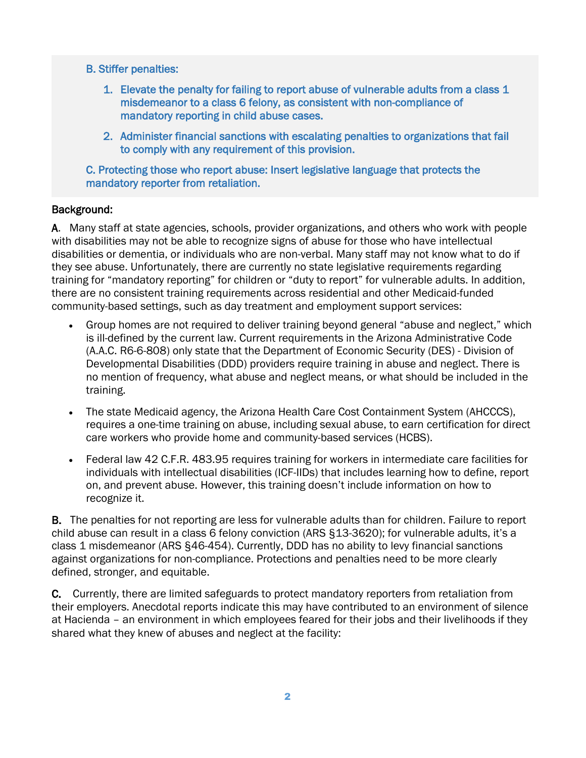B. Stiffer penalties:

1. Elevate the penalty for failing to report abuse of vulnerable adults from a class 1 misdemeanor to a class 6 felony, as consistent with non-compliance of mandatory reporting in child abuse cases.
2. Administer financial sanctions with escalating penalties to organizations that fail to comply with any requirement of this provision.

C. Protecting those who report abuse: Insert legislative language that protects the mandatory reporter from retaliation.

Background:

**A.** Many staff at state agencies, schools, provider organizations, and others who work with people with disabilities may not be able to recognize signs of abuse for those who have intellectual disabilities or dementia, or individuals who are non-verbal. Many staff may not know what to do if they see abuse. Unfortunately, there are currently no state legislative requirements regarding training for "mandatory reporting" for children or "duty to report" for vulnerable adults. In addition, there are no consistent training requirements across residential and other Medicaid-funded community-based settings, such as day treatment and employment support services:

- Group homes are not required to deliver training beyond general "abuse and neglect," which is ill-defined by the current law. Current requirements in the Arizona Administrative Code (A.A.C. R6-6-808) only state that the Department of Economic Security (DES) - Division of Developmental Disabilities (DDD) providers require training in abuse and neglect. There is no mention of frequency, what abuse and neglect means, or what should be included in the training.
- The state Medicaid agency, the Arizona Health Care Cost Containment System (AHCCCS), requires a one-time training on abuse, including sexual abuse, to earn certification for direct care workers who provide home and community-based services (HCBS).
- Federal law 42 C.F.R. 483.95 requires training for workers in intermediate care facilities for individuals with intellectual disabilities (ICF-IIDs) that includes learning how to define, report on, and prevent abuse. However, this training doesn't include information on how to recognize it.

**B.** The penalties for not reporting are less for vulnerable adults than for children. Failure to report child abuse can result in a class 6 felony conviction (ARS §13-3620); for vulnerable adults, it's a class 1 misdemeanor (ARS §46-454). Currently, DDD has no ability to levy financial sanctions against organizations for non-compliance. Protections and penalties need to be more clearly defined, stronger, and equitable.

**C.** Currently, there are limited safeguards to protect mandatory reporters from retaliation from their employers. Anecdotal reports indicate this may have contributed to an environment of silence at Hacienda – an environment in which employees feared for their jobs and their livelihoods if they shared what they knew of abuses and neglect at the facility: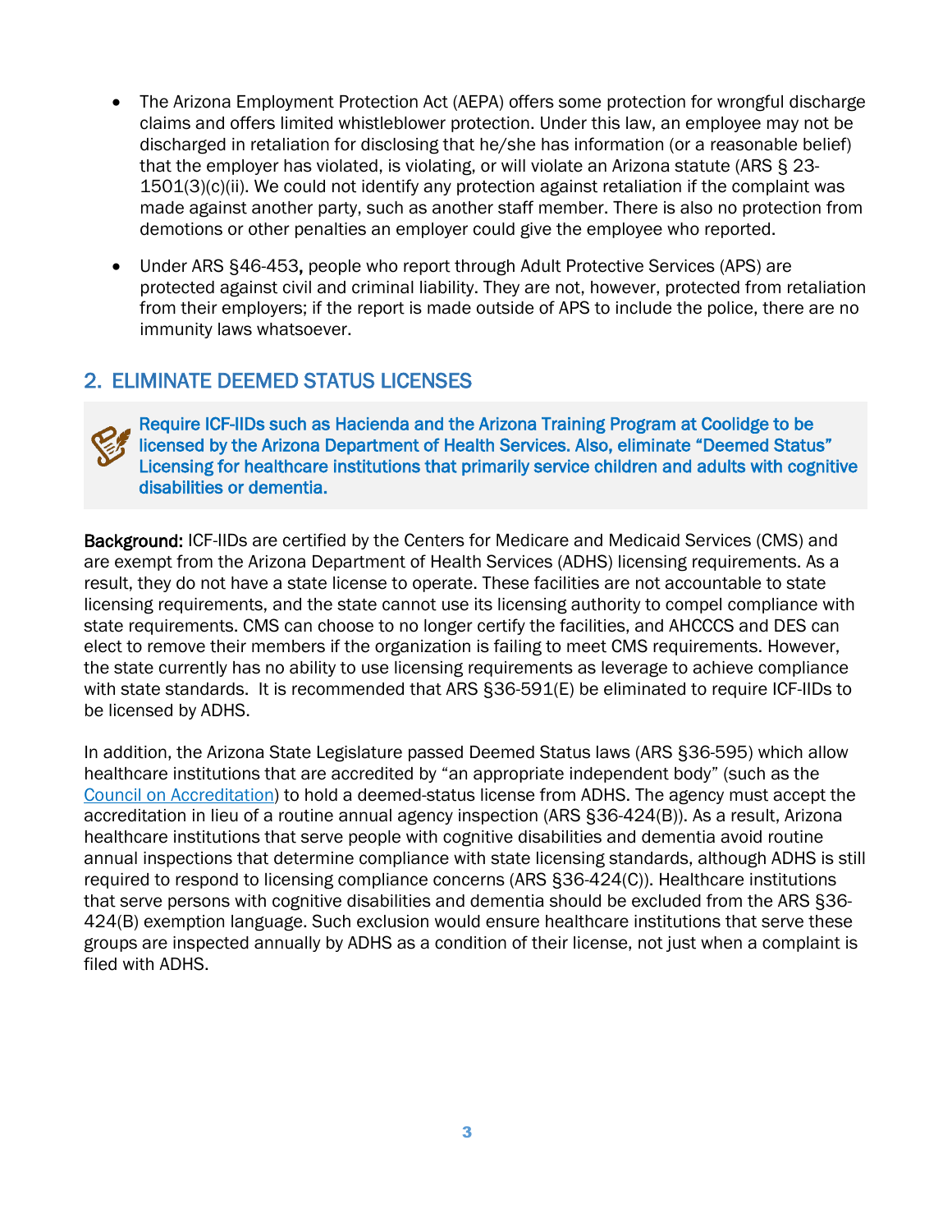- The Arizona Employment Protection Act (AEPA) offers some protection for wrongful discharge claims and offers limited whistleblower protection. Under this law, an employee may not be discharged in retaliation for disclosing that he/she has information (or a reasonable belief) that the employer has violated, is violating, or will violate an Arizona statute (ARS § 23-1501(3)(c)(ii). We could not identify any protection against retaliation if the complaint was made against another party, such as another staff member. There is also no protection from demotions or other penalties an employer could give the employee who reported.

- Under ARS §46-453**,** people who report through Adult Protective Services (APS) are protected against civil and criminal liability. They are not, however, protected from retaliation from their employers; if the report is made outside of APS to include the police, there are no immunity laws whatsoever.

## 2. ELIMINATE DEEMED STATUS LICENSES

> Require ICF-IIDs such as Hacienda and the Arizona Training Program at Coolidge to be licensed by the Arizona Department of Health Services. Also, eliminate "Deemed Status" Licensing for healthcare institutions that primarily service children and adults with cognitive disabilities or dementia.

**Background:** ICF-IIDs are certified by the Centers for Medicare and Medicaid Services (CMS) and are exempt from the Arizona Department of Health Services (ADHS) licensing requirements. As a result, they do not have a state license to operate. These facilities are not accountable to state licensing requirements, and the state cannot use its licensing authority to compel compliance with state requirements. CMS can choose to no longer certify the facilities, and AHCCCS and DES can elect to remove their members if the organization is failing to meet CMS requirements. However, the state currently has no ability to use licensing requirements as leverage to achieve compliance with state standards. It is recommended that ARS §36-591(E) be eliminated to require ICF-IIDs to be licensed by ADHS.

In addition, the Arizona State Legislature passed Deemed Status laws (ARS §36-595) which allow healthcare institutions that are accredited by "an appropriate independent body" (such as the Council on Accreditation) to hold a deemed-status license from ADHS. The agency must accept the accreditation in lieu of a routine annual agency inspection (ARS §36-424(B)). As a result, Arizona healthcare institutions that serve people with cognitive disabilities and dementia avoid routine annual inspections that determine compliance with state licensing standards, although ADHS is still required to respond to licensing compliance concerns (ARS §36-424(C)). Healthcare institutions that serve persons with cognitive disabilities and dementia should be excluded from the ARS §36-424(B) exemption language. Such exclusion would ensure healthcare institutions that serve these groups are inspected annually by ADHS as a condition of their license, not just when a complaint is filed with ADHS.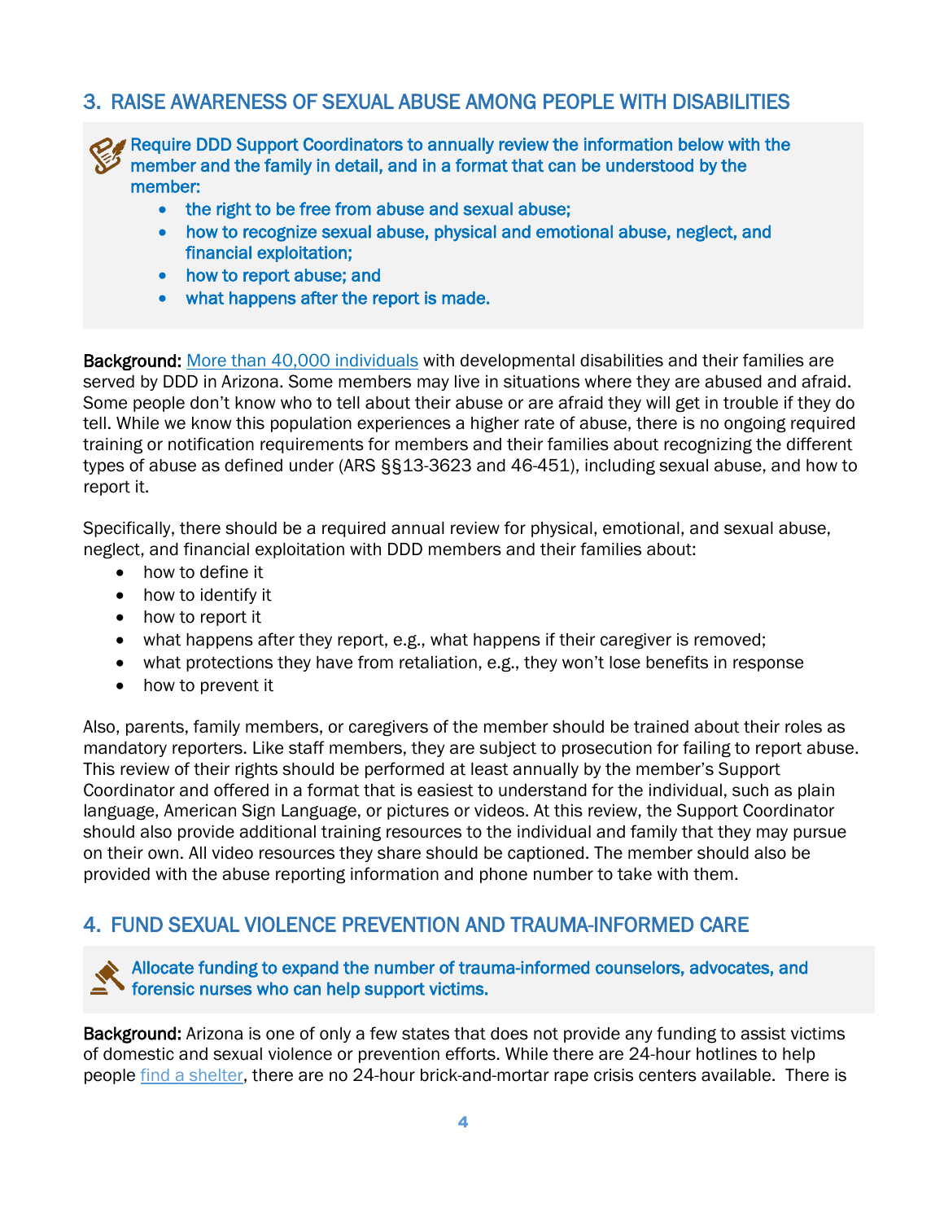## 3. RAISE AWARENESS OF SEXUAL ABUSE AMONG PEOPLE WITH DISABILITIES

**Require DDD Support Coordinators to annually review the information below with the member and the family in detail, and in a format that can be understood by the member:**

- **the right to be free from abuse and sexual abuse;**
- **how to recognize sexual abuse, physical and emotional abuse, neglect, and financial exploitation;**
- **how to report abuse; and**
- **what happens after the report is made.**

**Background:** More than 40,000 individuals with developmental disabilities and their families are served by DDD in Arizona. Some members may live in situations where they are abused and afraid. Some people don't know who to tell about their abuse or are afraid they will get in trouble if they do tell. While we know this population experiences a higher rate of abuse, there is no ongoing required training or notification requirements for members and their families about recognizing the different types of abuse as defined under (ARS §§13-3623 and 46-451), including sexual abuse, and how to report it.

Specifically, there should be a required annual review for physical, emotional, and sexual abuse, neglect, and financial exploitation with DDD members and their families about:

- how to define it
- how to identify it
- how to report it
- what happens after they report, e.g., what happens if their caregiver is removed;
- what protections they have from retaliation, e.g., they won't lose benefits in response
- how to prevent it

Also, parents, family members, or caregivers of the member should be trained about their roles as mandatory reporters. Like staff members, they are subject to prosecution for failing to report abuse. This review of their rights should be performed at least annually by the member's Support Coordinator and offered in a format that is easiest to understand for the individual, such as plain language, American Sign Language, or pictures or videos. At this review, the Support Coordinator should also provide additional training resources to the individual and family that they may pursue on their own. All video resources they share should be captioned. The member should also be provided with the abuse reporting information and phone number to take with them.

## 4. FUND SEXUAL VIOLENCE PREVENTION AND TRAUMA-INFORMED CARE

**Allocate funding to expand the number of trauma-informed counselors, advocates, and forensic nurses who can help support victims.**

**Background:** Arizona is one of only a few states that does not provide any funding to assist victims of domestic and sexual violence or prevention efforts. While there are 24-hour hotlines to help people find a shelter, there are no 24-hour brick-and-mortar rape crisis centers available. There is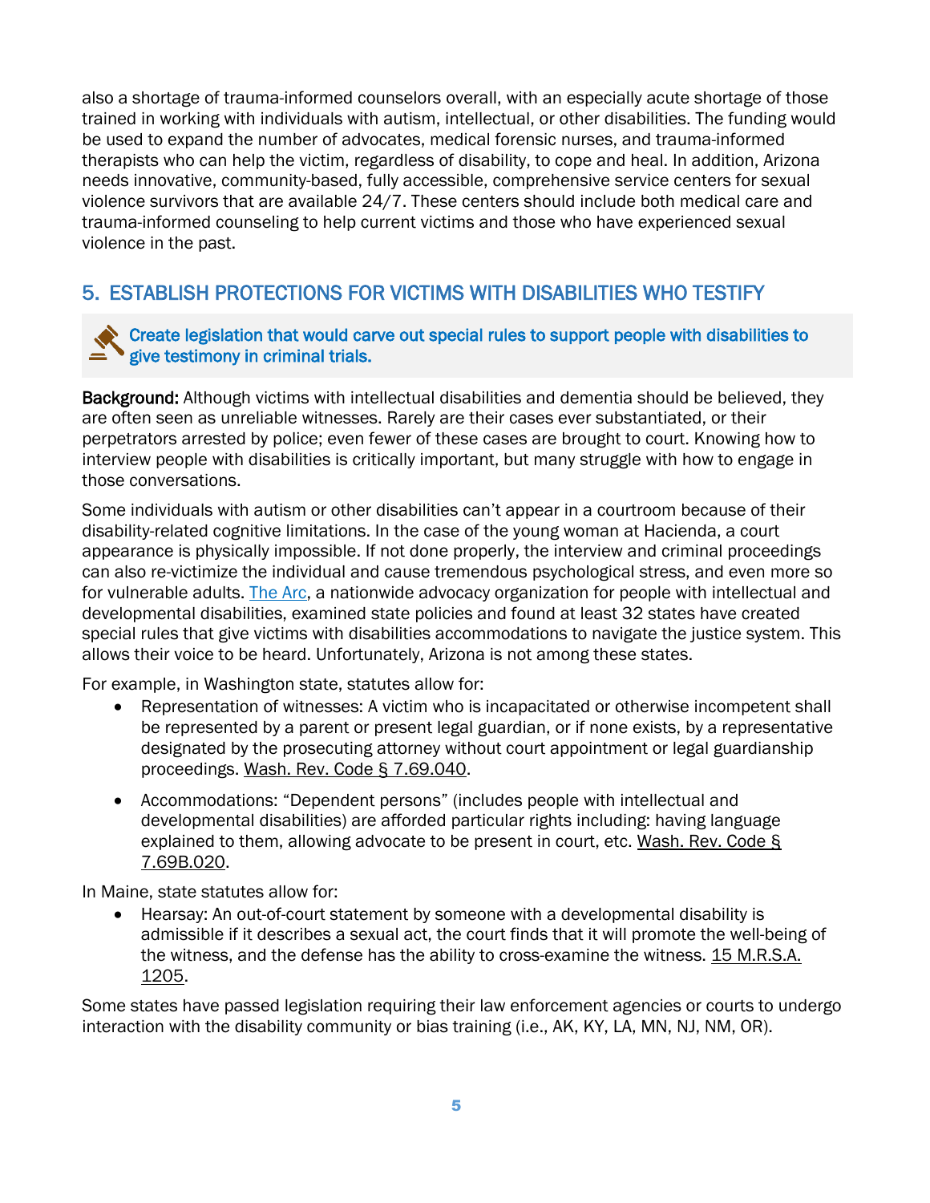also a shortage of trauma-informed counselors overall, with an especially acute shortage of those trained in working with individuals with autism, intellectual, or other disabilities. The funding would be used to expand the number of advocates, medical forensic nurses, and trauma-informed therapists who can help the victim, regardless of disability, to cope and heal. In addition, Arizona needs innovative, community-based, fully accessible, comprehensive service centers for sexual violence survivors that are available 24/7. These centers should include both medical care and trauma-informed counseling to help current victims and those who have experienced sexual violence in the past.

## 5. ESTABLISH PROTECTIONS FOR VICTIMS WITH DISABILITIES WHO TESTIFY

**Create legislation that would carve out special rules to support people with disabilities to give testimony in criminal trials.**

**Background:** Although victims with intellectual disabilities and dementia should be believed, they are often seen as unreliable witnesses. Rarely are their cases ever substantiated, or their perpetrators arrested by police; even fewer of these cases are brought to court. Knowing how to interview people with disabilities is critically important, but many struggle with how to engage in those conversations.

Some individuals with autism or other disabilities can't appear in a courtroom because of their disability-related cognitive limitations. In the case of the young woman at Hacienda, a court appearance is physically impossible. If not done properly, the interview and criminal proceedings can also re-victimize the individual and cause tremendous psychological stress, and even more so for vulnerable adults. The Arc, a nationwide advocacy organization for people with intellectual and developmental disabilities, examined state policies and found at least 32 states have created special rules that give victims with disabilities accommodations to navigate the justice system. This allows their voice to be heard. Unfortunately, Arizona is not among these states.

For example, in Washington state, statutes allow for:

- Representation of witnesses: A victim who is incapacitated or otherwise incompetent shall be represented by a parent or present legal guardian, or if none exists, by a representative designated by the prosecuting attorney without court appointment or legal guardianship proceedings. Wash. Rev. Code § 7.69.040.
- Accommodations: "Dependent persons" (includes people with intellectual and developmental disabilities) are afforded particular rights including: having language explained to them, allowing advocate to be present in court, etc. Wash. Rev. Code § 7.69B.020.

In Maine, state statutes allow for:

- Hearsay: An out-of-court statement by someone with a developmental disability is admissible if it describes a sexual act, the court finds that it will promote the well-being of the witness, and the defense has the ability to cross-examine the witness. 15 M.R.S.A. 1205.

Some states have passed legislation requiring their law enforcement agencies or courts to undergo interaction with the disability community or bias training (i.e., AK, KY, LA, MN, NJ, NM, OR).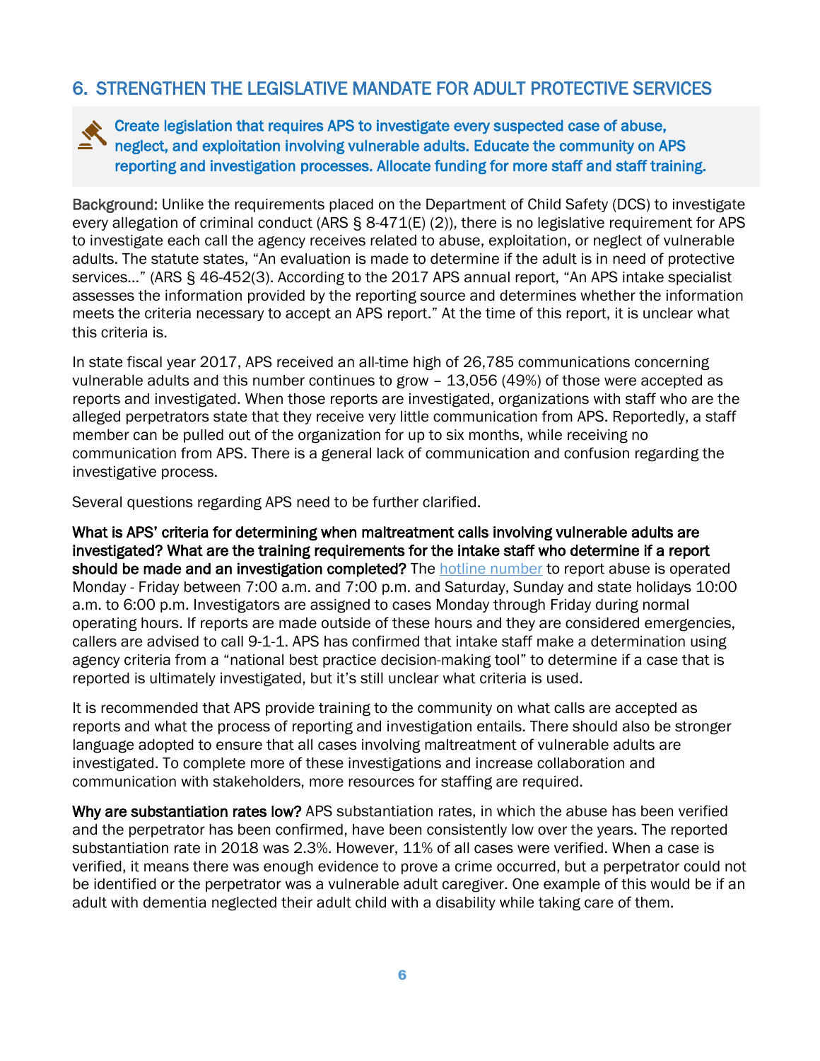## 6. STRENGTHEN THE LEGISLATIVE MANDATE FOR ADULT PROTECTIVE SERVICES

**Create legislation that requires APS to investigate every suspected case of abuse, neglect, and exploitation involving vulnerable adults. Educate the community on APS reporting and investigation processes. Allocate funding for more staff and staff training.**

**Background:** Unlike the requirements placed on the Department of Child Safety (DCS) to investigate every allegation of criminal conduct (ARS § 8-471(E) (2)), there is no legislative requirement for APS to investigate each call the agency receives related to abuse, exploitation, or neglect of vulnerable adults. The statute states, "An evaluation is made to determine if the adult is in need of protective services…" (ARS § 46-452(3). According to the 2017 APS annual report, "An APS intake specialist assesses the information provided by the reporting source and determines whether the information meets the criteria necessary to accept an APS report." At the time of this report, it is unclear what this criteria is.

In state fiscal year 2017, APS received an all-time high of 26,785 communications concerning vulnerable adults and this number continues to grow – 13,056 (49%) of those were accepted as reports and investigated. When those reports are investigated, organizations with staff who are the alleged perpetrators state that they receive very little communication from APS. Reportedly, a staff member can be pulled out of the organization for up to six months, while receiving no communication from APS. There is a general lack of communication and confusion regarding the investigative process.

Several questions regarding APS need to be further clarified.

**What is APS' criteria for determining when maltreatment calls involving vulnerable adults are investigated? What are the training requirements for the intake staff who determine if a report should be made and an investigation completed?** The hotline number to report abuse is operated Monday - Friday between 7:00 a.m. and 7:00 p.m. and Saturday, Sunday and state holidays 10:00 a.m. to 6:00 p.m. Investigators are assigned to cases Monday through Friday during normal operating hours. If reports are made outside of these hours and they are considered emergencies, callers are advised to call 9-1-1. APS has confirmed that intake staff make a determination using agency criteria from a "national best practice decision-making tool" to determine if a case that is reported is ultimately investigated, but it's still unclear what criteria is used.

It is recommended that APS provide training to the community on what calls are accepted as reports and what the process of reporting and investigation entails. There should also be stronger language adopted to ensure that all cases involving maltreatment of vulnerable adults are investigated. To complete more of these investigations and increase collaboration and communication with stakeholders, more resources for staffing are required.

**Why are substantiation rates low?** APS substantiation rates, in which the abuse has been verified and the perpetrator has been confirmed, have been consistently low over the years. The reported substantiation rate in 2018 was 2.3%. However, 11% of all cases were verified. When a case is verified, it means there was enough evidence to prove a crime occurred, but a perpetrator could not be identified or the perpetrator was a vulnerable adult caregiver. One example of this would be if an adult with dementia neglected their adult child with a disability while taking care of them.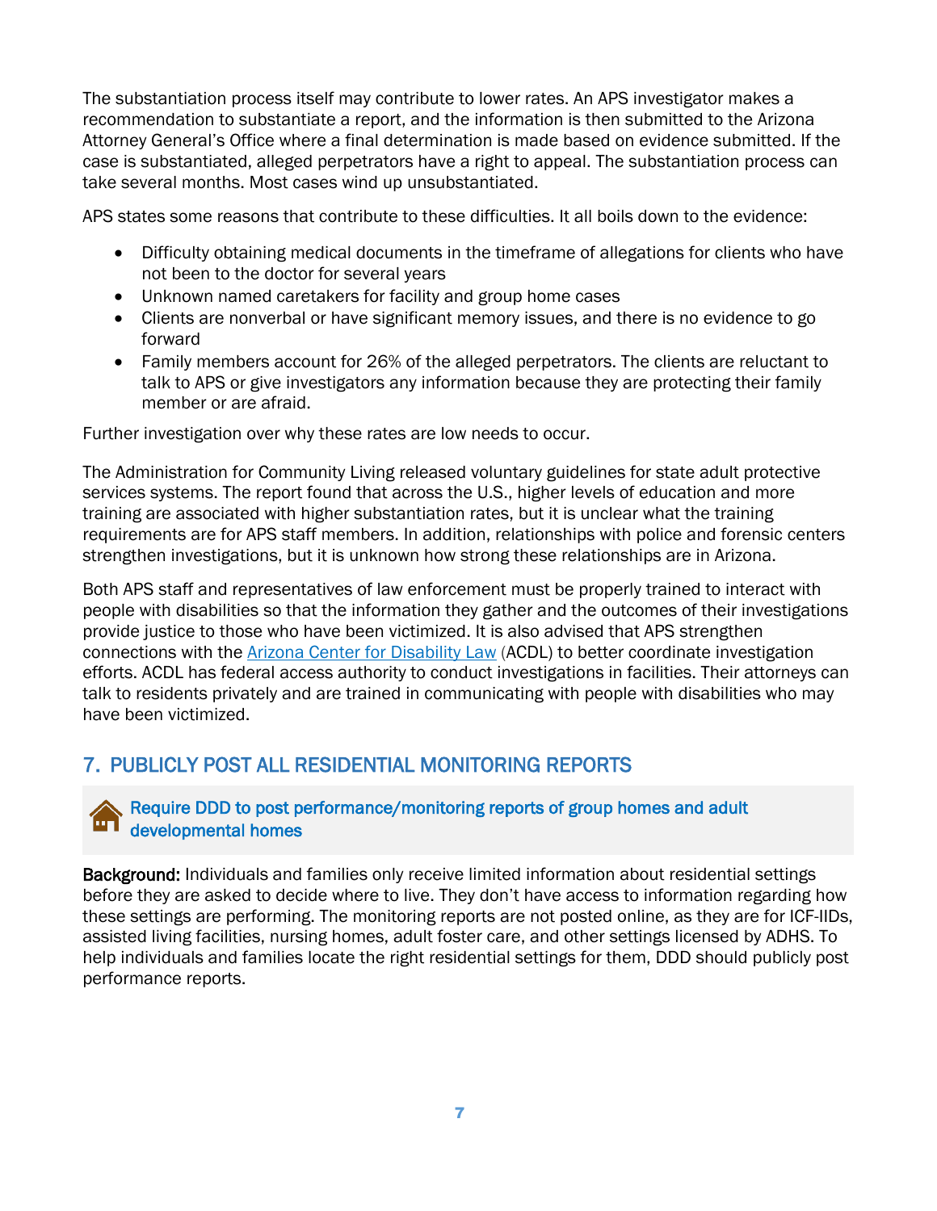The substantiation process itself may contribute to lower rates. An APS investigator makes a recommendation to substantiate a report, and the information is then submitted to the Arizona Attorney General's Office where a final determination is made based on evidence submitted. If the case is substantiated, alleged perpetrators have a right to appeal. The substantiation process can take several months. Most cases wind up unsubstantiated.

APS states some reasons that contribute to these difficulties. It all boils down to the evidence:

- Difficulty obtaining medical documents in the timeframe of allegations for clients who have not been to the doctor for several years
- Unknown named caretakers for facility and group home cases
- Clients are nonverbal or have significant memory issues, and there is no evidence to go forward
- Family members account for 26% of the alleged perpetrators. The clients are reluctant to talk to APS or give investigators any information because they are protecting their family member or are afraid.

Further investigation over why these rates are low needs to occur.

The Administration for Community Living released voluntary guidelines for state adult protective services systems. The report found that across the U.S., higher levels of education and more training are associated with higher substantiation rates, but it is unclear what the training requirements are for APS staff members. In addition, relationships with police and forensic centers strengthen investigations, but it is unknown how strong these relationships are in Arizona.

Both APS staff and representatives of law enforcement must be properly trained to interact with people with disabilities so that the information they gather and the outcomes of their investigations provide justice to those who have been victimized. It is also advised that APS strengthen connections with the Arizona Center for Disability Law (ACDL) to better coordinate investigation efforts. ACDL has federal access authority to conduct investigations in facilities. Their attorneys can talk to residents privately and are trained in communicating with people with disabilities who may have been victimized.

## 7. PUBLICLY POST ALL RESIDENTIAL MONITORING REPORTS

**Require DDD to post performance/monitoring reports of group homes and adult developmental homes**

**Background:** Individuals and families only receive limited information about residential settings before they are asked to decide where to live. They don't have access to information regarding how these settings are performing. The monitoring reports are not posted online, as they are for ICF-IIDs, assisted living facilities, nursing homes, adult foster care, and other settings licensed by ADHS. To help individuals and families locate the right residential settings for them, DDD should publicly post performance reports.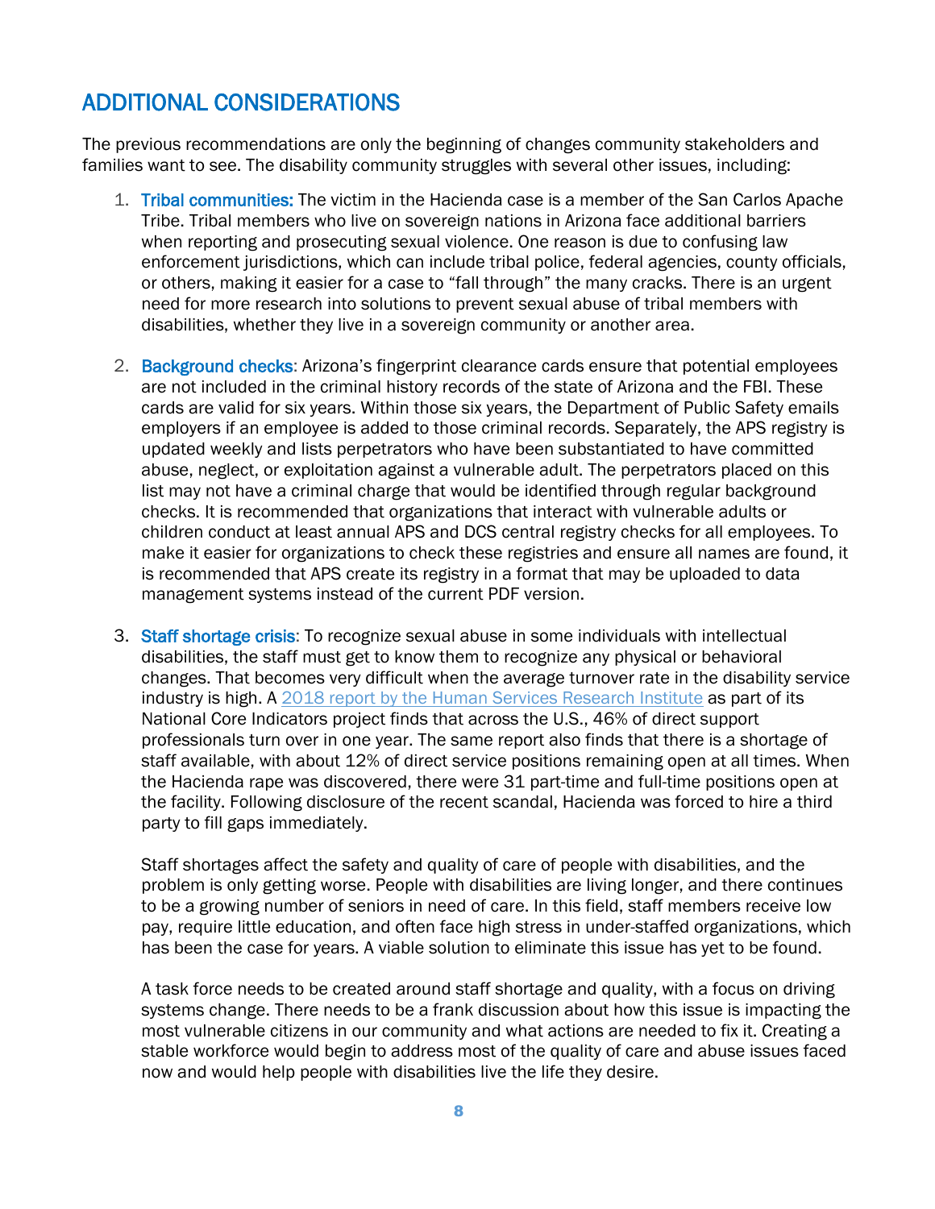## ADDITIONAL CONSIDERATIONS

The previous recommendations are only the beginning of changes community stakeholders and families want to see. The disability community struggles with several other issues, including:

1. **Tribal communities:** The victim in the Hacienda case is a member of the San Carlos Apache Tribe. Tribal members who live on sovereign nations in Arizona face additional barriers when reporting and prosecuting sexual violence. One reason is due to confusing law enforcement jurisdictions, which can include tribal police, federal agencies, county officials, or others, making it easier for a case to "fall through" the many cracks. There is an urgent need for more research into solutions to prevent sexual abuse of tribal members with disabilities, whether they live in a sovereign community or another area.

2. **Background checks**: Arizona's fingerprint clearance cards ensure that potential employees are not included in the criminal history records of the state of Arizona and the FBI. These cards are valid for six years. Within those six years, the Department of Public Safety emails employers if an employee is added to those criminal records. Separately, the APS registry is updated weekly and lists perpetrators who have been substantiated to have committed abuse, neglect, or exploitation against a vulnerable adult. The perpetrators placed on this list may not have a criminal charge that would be identified through regular background checks. It is recommended that organizations that interact with vulnerable adults or children conduct at least annual APS and DCS central registry checks for all employees. To make it easier for organizations to check these registries and ensure all names are found, it is recommended that APS create its registry in a format that may be uploaded to data management systems instead of the current PDF version.

3. **Staff shortage crisis**: To recognize sexual abuse in some individuals with intellectual disabilities, the staff must get to know them to recognize any physical or behavioral changes. That becomes very difficult when the average turnover rate in the disability service industry is high. A 2018 report by the Human Services Research Institute as part of its National Core Indicators project finds that across the U.S., 46% of direct support professionals turn over in one year. The same report also finds that there is a shortage of staff available, with about 12% of direct service positions remaining open at all times. When the Hacienda rape was discovered, there were 31 part-time and full-time positions open at the facility. Following disclosure of the recent scandal, Hacienda was forced to hire a third party to fill gaps immediately.

   Staff shortages affect the safety and quality of care of people with disabilities, and the problem is only getting worse. People with disabilities are living longer, and there continues to be a growing number of seniors in need of care. In this field, staff members receive low pay, require little education, and often face high stress in under-staffed organizations, which has been the case for years. A viable solution to eliminate this issue has yet to be found.

   A task force needs to be created around staff shortage and quality, with a focus on driving systems change. There needs to be a frank discussion about how this issue is impacting the most vulnerable citizens in our community and what actions are needed to fix it. Creating a stable workforce would begin to address most of the quality of care and abuse issues faced now and would help people with disabilities live the life they desire.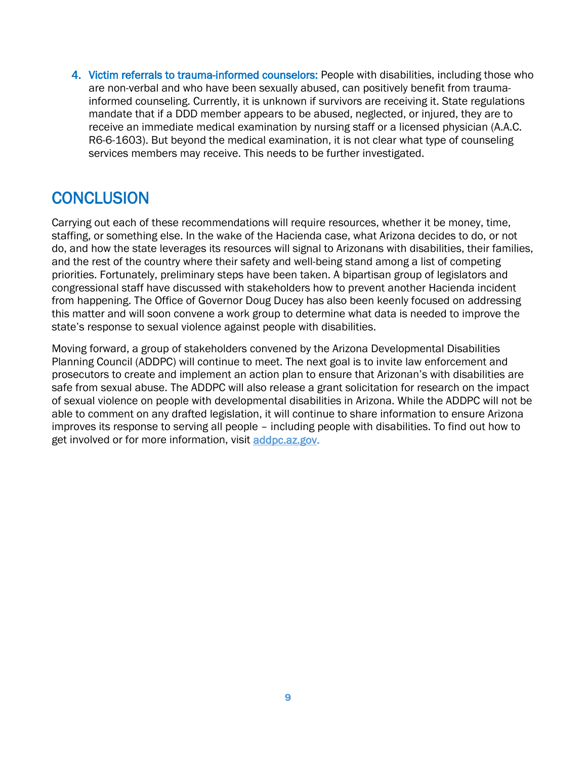4. **Victim referrals to trauma-informed counselors:** People with disabilities, including those who are non-verbal and who have been sexually abused, can positively benefit from trauma-informed counseling. Currently, it is unknown if survivors are receiving it. State regulations mandate that if a DDD member appears to be abused, neglected, or injured, they are to receive an immediate medical examination by nursing staff or a licensed physician (A.A.C. R6-6-1603). But beyond the medical examination, it is not clear what type of counseling services members may receive. This needs to be further investigated.

## CONCLUSION

Carrying out each of these recommendations will require resources, whether it be money, time, staffing, or something else. In the wake of the Hacienda case, what Arizona decides to do, or not do, and how the state leverages its resources will signal to Arizonans with disabilities, their families, and the rest of the country where their safety and well-being stand among a list of competing priorities. Fortunately, preliminary steps have been taken. A bipartisan group of legislators and congressional staff have discussed with stakeholders how to prevent another Hacienda incident from happening. The Office of Governor Doug Ducey has also been keenly focused on addressing this matter and will soon convene a work group to determine what data is needed to improve the state's response to sexual violence against people with disabilities.

Moving forward, a group of stakeholders convened by the Arizona Developmental Disabilities Planning Council (ADDPC) will continue to meet. The next goal is to invite law enforcement and prosecutors to create and implement an action plan to ensure that Arizonan's with disabilities are safe from sexual abuse. The ADDPC will also release a grant solicitation for research on the impact of sexual violence on people with developmental disabilities in Arizona. While the ADDPC will not be able to comment on any drafted legislation, it will continue to share information to ensure Arizona improves its response to serving all people – including people with disabilities. To find out how to get involved or for more information, visit [addpc.az.gov.](addpc.az.gov)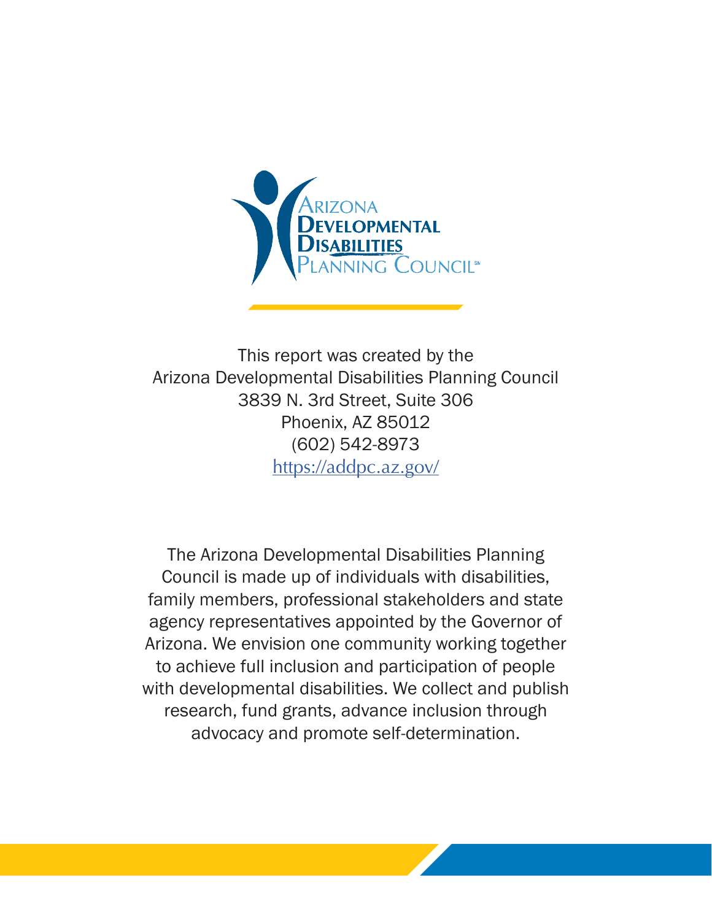Arizona Developmental Disabilities Planning Council

This report was created by the
Arizona Developmental Disabilities Planning Council
3839 N. 3rd Street, Suite 306
Phoenix, AZ 85012
(602) 542-8973
https://addpc.az.gov/

The Arizona Developmental Disabilities Planning Council is made up of individuals with disabilities, family members, professional stakeholders and state agency representatives appointed by the Governor of Arizona. We envision one community working together to achieve full inclusion and participation of people with developmental disabilities. We collect and publish research, fund grants, advance inclusion through advocacy and promote self-determination.